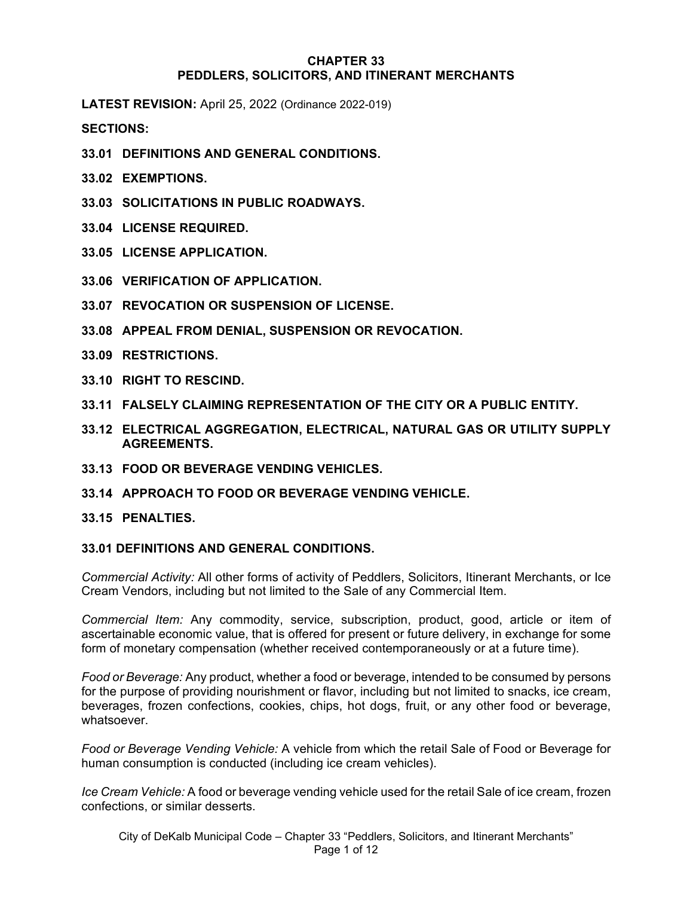# CHAPTER 33
# PEDDLERS, SOLICITORS, AND ITINERANT MERCHANTS

**LATEST REVISION:** April 25, 2022 (Ordinance 2022-019)

**SECTIONS:**

**33.01 DEFINITIONS AND GENERAL CONDITIONS.**

**33.02 EXEMPTIONS.**

**33.03 SOLICITATIONS IN PUBLIC ROADWAYS.**

**33.04 LICENSE REQUIRED.**

**33.05 LICENSE APPLICATION.**

**33.06 VERIFICATION OF APPLICATION.**

**33.07 REVOCATION OR SUSPENSION OF LICENSE.**

**33.08 APPEAL FROM DENIAL, SUSPENSION OR REVOCATION.**

**33.09 RESTRICTIONS.**

**33.10 RIGHT TO RESCIND.**

**33.11 FALSELY CLAIMING REPRESENTATION OF THE CITY OR A PUBLIC ENTITY.**

**33.12 ELECTRICAL AGGREGATION, ELECTRICAL, NATURAL GAS OR UTILITY SUPPLY AGREEMENTS.**

**33.13 FOOD OR BEVERAGE VENDING VEHICLES.**

**33.14 APPROACH TO FOOD OR BEVERAGE VENDING VEHICLE.**

**33.15 PENALTIES.**

## 33.01 DEFINITIONS AND GENERAL CONDITIONS.

*Commercial Activity:* All other forms of activity of Peddlers, Solicitors, Itinerant Merchants, or Ice Cream Vendors, including but not limited to the Sale of any Commercial Item.

*Commercial Item:* Any commodity, service, subscription, product, good, article or item of ascertainable economic value, that is offered for present or future delivery, in exchange for some form of monetary compensation (whether received contemporaneously or at a future time).

*Food or Beverage:* Any product, whether a food or beverage, intended to be consumed by persons for the purpose of providing nourishment or flavor, including but not limited to snacks, ice cream, beverages, frozen confections, cookies, chips, hot dogs, fruit, or any other food or beverage, whatsoever.

*Food or Beverage Vending Vehicle:* A vehicle from which the retail Sale of Food or Beverage for human consumption is conducted (including ice cream vehicles).

*Ice Cream Vehicle:* A food or beverage vending vehicle used for the retail Sale of ice cream, frozen confections, or similar desserts.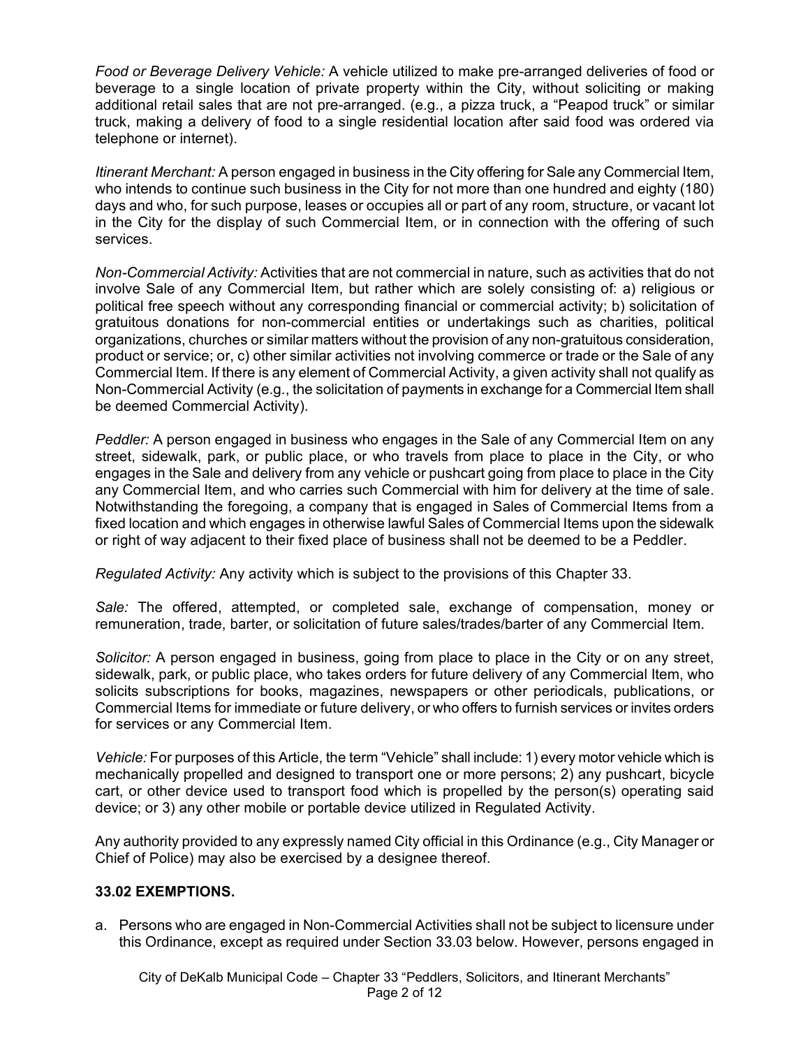*Food or Beverage Delivery Vehicle:* A vehicle utilized to make pre-arranged deliveries of food or beverage to a single location of private property within the City, without soliciting or making additional retail sales that are not pre-arranged. (e.g., a pizza truck, a "Peapod truck" or similar truck, making a delivery of food to a single residential location after said food was ordered via telephone or internet).

*Itinerant Merchant:* A person engaged in business in the City offering for Sale any Commercial Item, who intends to continue such business in the City for not more than one hundred and eighty (180) days and who, for such purpose, leases or occupies all or part of any room, structure, or vacant lot in the City for the display of such Commercial Item, or in connection with the offering of such services.

*Non-Commercial Activity:* Activities that are not commercial in nature, such as activities that do not involve Sale of any Commercial Item, but rather which are solely consisting of: a) religious or political free speech without any corresponding financial or commercial activity; b) solicitation of gratuitous donations for non-commercial entities or undertakings such as charities, political organizations, churches or similar matters without the provision of any non-gratuitous consideration, product or service; or, c) other similar activities not involving commerce or trade or the Sale of any Commercial Item. If there is any element of Commercial Activity, a given activity shall not qualify as Non-Commercial Activity (e.g., the solicitation of payments in exchange for a Commercial Item shall be deemed Commercial Activity).

*Peddler:* A person engaged in business who engages in the Sale of any Commercial Item on any street, sidewalk, park, or public place, or who travels from place to place in the City, or who engages in the Sale and delivery from any vehicle or pushcart going from place to place in the City any Commercial Item, and who carries such Commercial with him for delivery at the time of sale. Notwithstanding the foregoing, a company that is engaged in Sales of Commercial Items from a fixed location and which engages in otherwise lawful Sales of Commercial Items upon the sidewalk or right of way adjacent to their fixed place of business shall not be deemed to be a Peddler.

*Regulated Activity:* Any activity which is subject to the provisions of this Chapter 33.

*Sale:* The offered, attempted, or completed sale, exchange of compensation, money or remuneration, trade, barter, or solicitation of future sales/trades/barter of any Commercial Item.

*Solicitor:* A person engaged in business, going from place to place in the City or on any street, sidewalk, park, or public place, who takes orders for future delivery of any Commercial Item, who solicits subscriptions for books, magazines, newspapers or other periodicals, publications, or Commercial Items for immediate or future delivery, or who offers to furnish services or invites orders for services or any Commercial Item.

*Vehicle:* For purposes of this Article, the term "Vehicle" shall include: 1) every motor vehicle which is mechanically propelled and designed to transport one or more persons; 2) any pushcart, bicycle cart, or other device used to transport food which is propelled by the person(s) operating said device; or 3) any other mobile or portable device utilized in Regulated Activity.

Any authority provided to any expressly named City official in this Ordinance (e.g., City Manager or Chief of Police) may also be exercised by a designee thereof.

### 33.02 EXEMPTIONS.

a. Persons who are engaged in Non-Commercial Activities shall not be subject to licensure under this Ordinance, except as required under Section 33.03 below. However, persons engaged in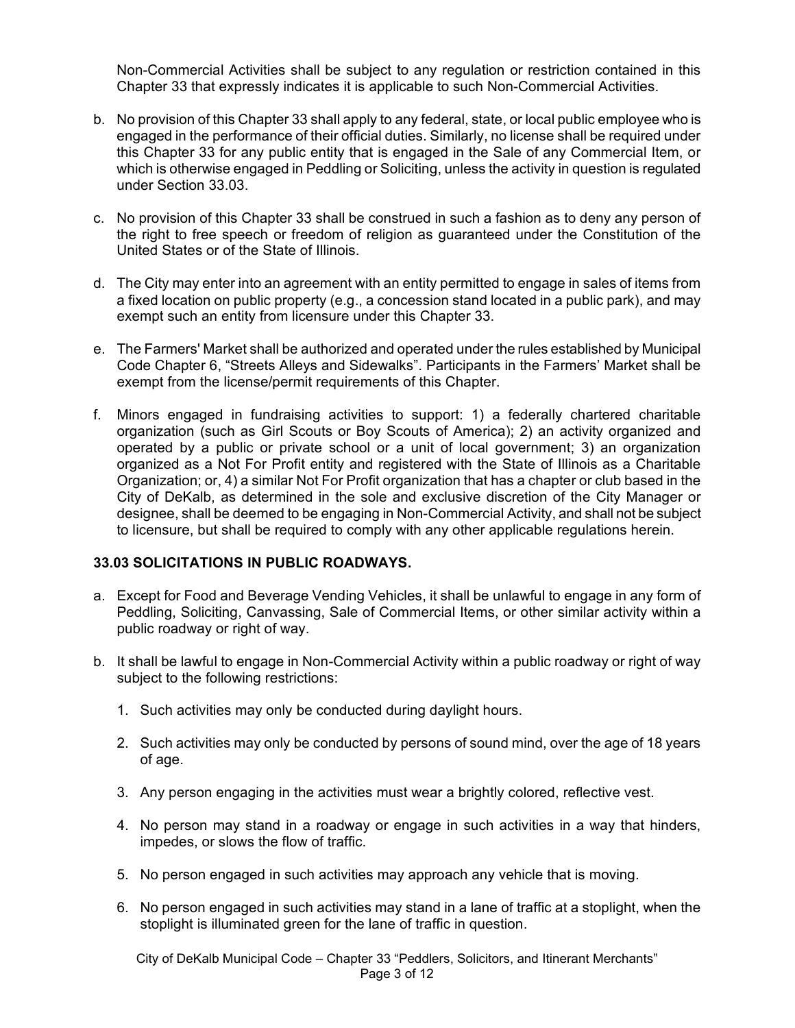Non-Commercial Activities shall be subject to any regulation or restriction contained in this Chapter 33 that expressly indicates it is applicable to such Non-Commercial Activities.

b. No provision of this Chapter 33 shall apply to any federal, state, or local public employee who is engaged in the performance of their official duties. Similarly, no license shall be required under this Chapter 33 for any public entity that is engaged in the Sale of any Commercial Item, or which is otherwise engaged in Peddling or Soliciting, unless the activity in question is regulated under Section 33.03.

c. No provision of this Chapter 33 shall be construed in such a fashion as to deny any person of the right to free speech or freedom of religion as guaranteed under the Constitution of the United States or of the State of Illinois.

d. The City may enter into an agreement with an entity permitted to engage in sales of items from a fixed location on public property (e.g., a concession stand located in a public park), and may exempt such an entity from licensure under this Chapter 33.

e. The Farmers' Market shall be authorized and operated under the rules established by Municipal Code Chapter 6, "Streets Alleys and Sidewalks". Participants in the Farmers' Market shall be exempt from the license/permit requirements of this Chapter.

f. Minors engaged in fundraising activities to support: 1) a federally chartered charitable organization (such as Girl Scouts or Boy Scouts of America); 2) an activity organized and operated by a public or private school or a unit of local government; 3) an organization organized as a Not For Profit entity and registered with the State of Illinois as a Charitable Organization; or, 4) a similar Not For Profit organization that has a chapter or club based in the City of DeKalb, as determined in the sole and exclusive discretion of the City Manager or designee, shall be deemed to be engaging in Non-Commercial Activity, and shall not be subject to licensure, but shall be required to comply with any other applicable regulations herein.

### 33.03 SOLICITATIONS IN PUBLIC ROADWAYS.

a. Except for Food and Beverage Vending Vehicles, it shall be unlawful to engage in any form of Peddling, Soliciting, Canvassing, Sale of Commercial Items, or other similar activity within a public roadway or right of way.

b. It shall be lawful to engage in Non-Commercial Activity within a public roadway or right of way subject to the following restrictions:

   1. Such activities may only be conducted during daylight hours.

   2. Such activities may only be conducted by persons of sound mind, over the age of 18 years of age.

   3. Any person engaging in the activities must wear a brightly colored, reflective vest.

   4. No person may stand in a roadway or engage in such activities in a way that hinders, impedes, or slows the flow of traffic.

   5. No person engaged in such activities may approach any vehicle that is moving.

   6. No person engaged in such activities may stand in a lane of traffic at a stoplight, when the stoplight is illuminated green for the lane of traffic in question.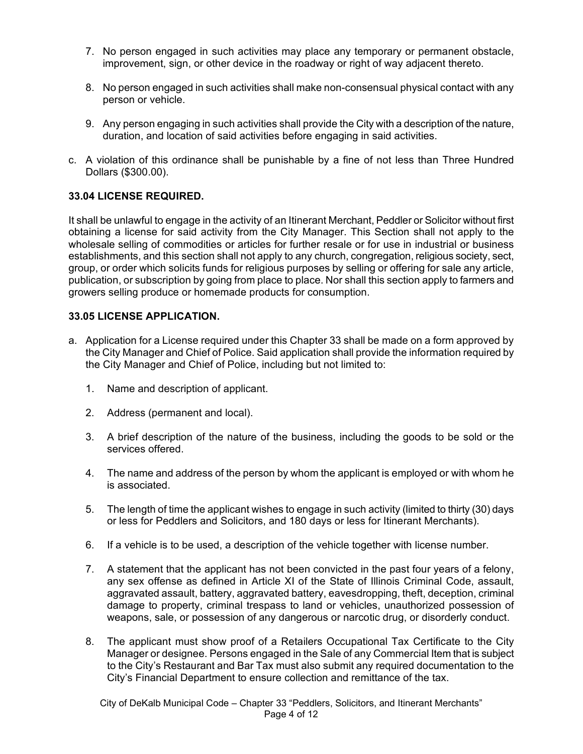7. No person engaged in such activities may place any temporary or permanent obstacle, improvement, sign, or other device in the roadway or right of way adjacent thereto.

8. No person engaged in such activities shall make non-consensual physical contact with any person or vehicle.

9. Any person engaging in such activities shall provide the City with a description of the nature, duration, and location of said activities before engaging in said activities.

c. A violation of this ordinance shall be punishable by a fine of not less than Three Hundred Dollars ($300.00).

**33.04 LICENSE REQUIRED.**

It shall be unlawful to engage in the activity of an Itinerant Merchant, Peddler or Solicitor without first obtaining a license for said activity from the City Manager. This Section shall not apply to the wholesale selling of commodities or articles for further resale or for use in industrial or business establishments, and this section shall not apply to any church, congregation, religious society, sect, group, or order which solicits funds for religious purposes by selling or offering for sale any article, publication, or subscription by going from place to place. Nor shall this section apply to farmers and growers selling produce or homemade products for consumption.

**33.05 LICENSE APPLICATION.**

a. Application for a License required under this Chapter 33 shall be made on a form approved by the City Manager and Chief of Police. Said application shall provide the information required by the City Manager and Chief of Police, including but not limited to:

   1. Name and description of applicant.

   2. Address (permanent and local).

   3. A brief description of the nature of the business, including the goods to be sold or the services offered.

   4. The name and address of the person by whom the applicant is employed or with whom he is associated.

   5. The length of time the applicant wishes to engage in such activity (limited to thirty (30) days or less for Peddlers and Solicitors, and 180 days or less for Itinerant Merchants).

   6. If a vehicle is to be used, a description of the vehicle together with license number.

   7. A statement that the applicant has not been convicted in the past four years of a felony, any sex offense as defined in Article XI of the State of Illinois Criminal Code, assault, aggravated assault, battery, aggravated battery, eavesdropping, theft, deception, criminal damage to property, criminal trespass to land or vehicles, unauthorized possession of weapons, sale, or possession of any dangerous or narcotic drug, or disorderly conduct.

   8. The applicant must show proof of a Retailers Occupational Tax Certificate to the City Manager or designee. Persons engaged in the Sale of any Commercial Item that is subject to the City's Restaurant and Bar Tax must also submit any required documentation to the City's Financial Department to ensure collection and remittance of the tax.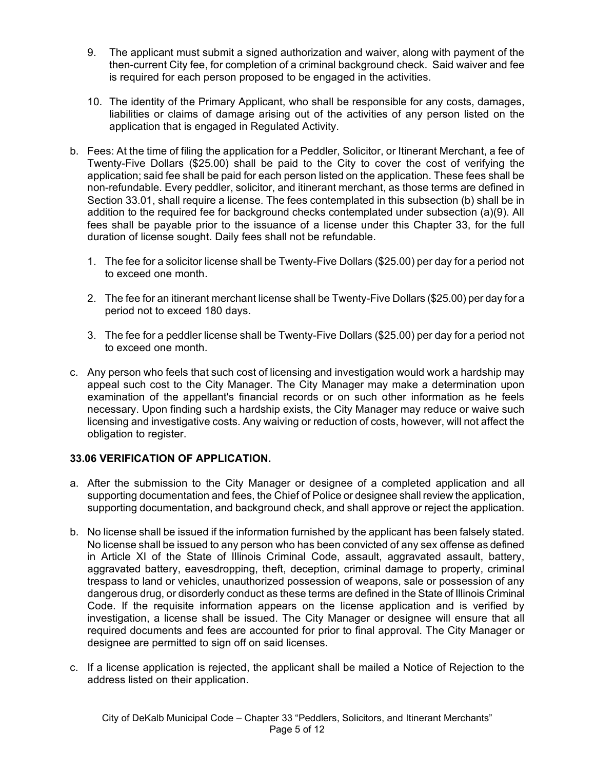9. The applicant must submit a signed authorization and waiver, along with payment of the then-current City fee, for completion of a criminal background check. Said waiver and fee is required for each person proposed to be engaged in the activities.

10. The identity of the Primary Applicant, who shall be responsible for any costs, damages, liabilities or claims of damage arising out of the activities of any person listed on the application that is engaged in Regulated Activity.

b. Fees: At the time of filing the application for a Peddler, Solicitor, or Itinerant Merchant, a fee of Twenty-Five Dollars ($25.00) shall be paid to the City to cover the cost of verifying the application; said fee shall be paid for each person listed on the application. These fees shall be non-refundable. Every peddler, solicitor, and itinerant merchant, as those terms are defined in Section 33.01, shall require a license. The fees contemplated in this subsection (b) shall be in addition to the required fee for background checks contemplated under subsection (a)(9). All fees shall be payable prior to the issuance of a license under this Chapter 33, for the full duration of license sought. Daily fees shall not be refundable.

   1. The fee for a solicitor license shall be Twenty-Five Dollars ($25.00) per day for a period not to exceed one month.

   2. The fee for an itinerant merchant license shall be Twenty-Five Dollars ($25.00) per day for a period not to exceed 180 days.

   3. The fee for a peddler license shall be Twenty-Five Dollars ($25.00) per day for a period not to exceed one month.

c. Any person who feels that such cost of licensing and investigation would work a hardship may appeal such cost to the City Manager. The City Manager may make a determination upon examination of the appellant's financial records or on such other information as he feels necessary. Upon finding such a hardship exists, the City Manager may reduce or waive such licensing and investigative costs. Any waiving or reduction of costs, however, will not affect the obligation to register.

**33.06 VERIFICATION OF APPLICATION.**

a. After the submission to the City Manager or designee of a completed application and all supporting documentation and fees, the Chief of Police or designee shall review the application, supporting documentation, and background check, and shall approve or reject the application.

b. No license shall be issued if the information furnished by the applicant has been falsely stated. No license shall be issued to any person who has been convicted of any sex offense as defined in Article XI of the State of Illinois Criminal Code, assault, aggravated assault, battery, aggravated battery, eavesdropping, theft, deception, criminal damage to property, criminal trespass to land or vehicles, unauthorized possession of weapons, sale or possession of any dangerous drug, or disorderly conduct as these terms are defined in the State of Illinois Criminal Code. If the requisite information appears on the license application and is verified by investigation, a license shall be issued. The City Manager or designee will ensure that all required documents and fees are accounted for prior to final approval. The City Manager or designee are permitted to sign off on said licenses.

c. If a license application is rejected, the applicant shall be mailed a Notice of Rejection to the address listed on their application.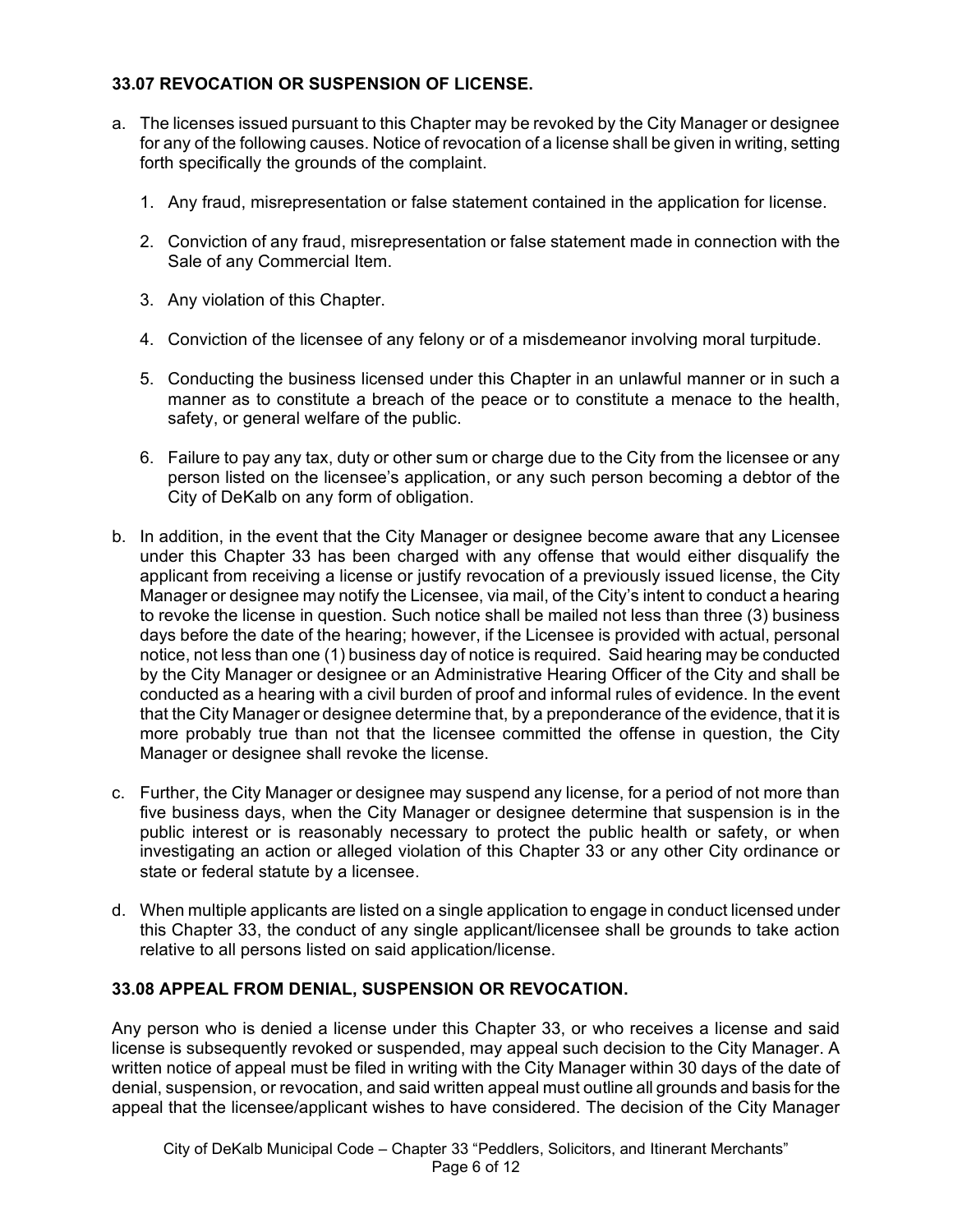**33.07 REVOCATION OR SUSPENSION OF LICENSE.**

a. The licenses issued pursuant to this Chapter may be revoked by the City Manager or designee for any of the following causes. Notice of revocation of a license shall be given in writing, setting forth specifically the grounds of the complaint.

   1. Any fraud, misrepresentation or false statement contained in the application for license.

   2. Conviction of any fraud, misrepresentation or false statement made in connection with the Sale of any Commercial Item.

   3. Any violation of this Chapter.

   4. Conviction of the licensee of any felony or of a misdemeanor involving moral turpitude.

   5. Conducting the business licensed under this Chapter in an unlawful manner or in such a manner as to constitute a breach of the peace or to constitute a menace to the health, safety, or general welfare of the public.

   6. Failure to pay any tax, duty or other sum or charge due to the City from the licensee or any person listed on the licensee's application, or any such person becoming a debtor of the City of DeKalb on any form of obligation.

b. In addition, in the event that the City Manager or designee become aware that any Licensee under this Chapter 33 has been charged with any offense that would either disqualify the applicant from receiving a license or justify revocation of a previously issued license, the City Manager or designee may notify the Licensee, via mail, of the City's intent to conduct a hearing to revoke the license in question. Such notice shall be mailed not less than three (3) business days before the date of the hearing; however, if the Licensee is provided with actual, personal notice, not less than one (1) business day of notice is required. Said hearing may be conducted by the City Manager or designee or an Administrative Hearing Officer of the City and shall be conducted as a hearing with a civil burden of proof and informal rules of evidence. In the event that the City Manager or designee determine that, by a preponderance of the evidence, that it is more probably true than not that the licensee committed the offense in question, the City Manager or designee shall revoke the license.

c. Further, the City Manager or designee may suspend any license, for a period of not more than five business days, when the City Manager or designee determine that suspension is in the public interest or is reasonably necessary to protect the public health or safety, or when investigating an action or alleged violation of this Chapter 33 or any other City ordinance or state or federal statute by a licensee.

d. When multiple applicants are listed on a single application to engage in conduct licensed under this Chapter 33, the conduct of any single applicant/licensee shall be grounds to take action relative to all persons listed on said application/license.

**33.08 APPEAL FROM DENIAL, SUSPENSION OR REVOCATION.**

Any person who is denied a license under this Chapter 33, or who receives a license and said license is subsequently revoked or suspended, may appeal such decision to the City Manager. A written notice of appeal must be filed in writing with the City Manager within 30 days of the date of denial, suspension, or revocation, and said written appeal must outline all grounds and basis for the appeal that the licensee/applicant wishes to have considered. The decision of the City Manager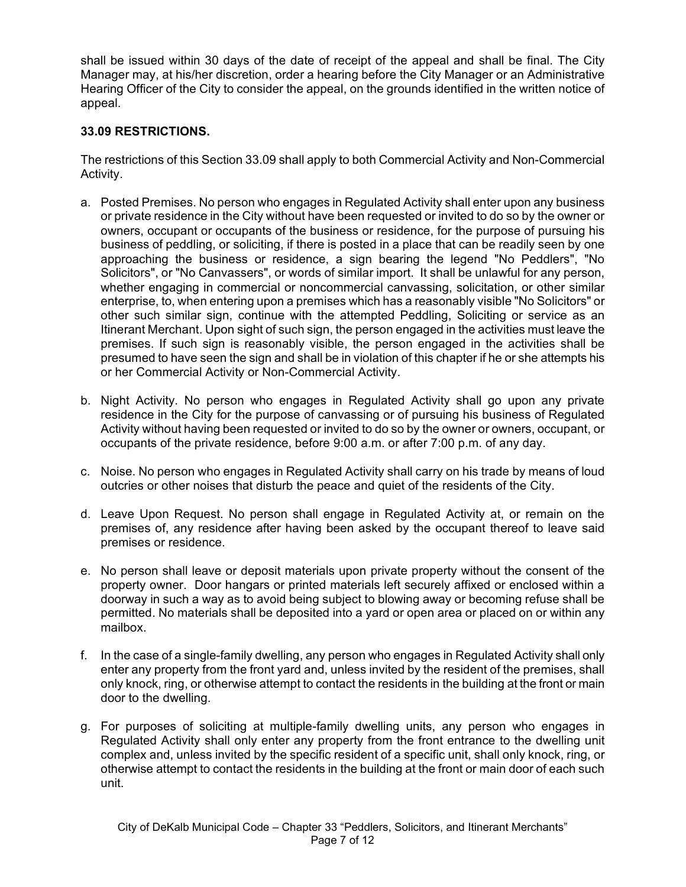shall be issued within 30 days of the date of receipt of the appeal and shall be final. The City Manager may, at his/her discretion, order a hearing before the City Manager or an Administrative Hearing Officer of the City to consider the appeal, on the grounds identified in the written notice of appeal.

**33.09 RESTRICTIONS.**

The restrictions of this Section 33.09 shall apply to both Commercial Activity and Non-Commercial Activity.

a. Posted Premises. No person who engages in Regulated Activity shall enter upon any business or private residence in the City without have been requested or invited to do so by the owner or owners, occupant or occupants of the business or residence, for the purpose of pursuing his business of peddling, or soliciting, if there is posted in a place that can be readily seen by one approaching the business or residence, a sign bearing the legend "No Peddlers", "No Solicitors", or "No Canvassers", or words of similar import. It shall be unlawful for any person, whether engaging in commercial or noncommercial canvassing, solicitation, or other similar enterprise, to, when entering upon a premises which has a reasonably visible "No Solicitors" or other such similar sign, continue with the attempted Peddling, Soliciting or service as an Itinerant Merchant. Upon sight of such sign, the person engaged in the activities must leave the premises. If such sign is reasonably visible, the person engaged in the activities shall be presumed to have seen the sign and shall be in violation of this chapter if he or she attempts his or her Commercial Activity or Non-Commercial Activity.

b. Night Activity. No person who engages in Regulated Activity shall go upon any private residence in the City for the purpose of canvassing or of pursuing his business of Regulated Activity without having been requested or invited to do so by the owner or owners, occupant, or occupants of the private residence, before 9:00 a.m. or after 7:00 p.m. of any day.

c. Noise. No person who engages in Regulated Activity shall carry on his trade by means of loud outcries or other noises that disturb the peace and quiet of the residents of the City.

d. Leave Upon Request. No person shall engage in Regulated Activity at, or remain on the premises of, any residence after having been asked by the occupant thereof to leave said premises or residence.

e. No person shall leave or deposit materials upon private property without the consent of the property owner. Door hangars or printed materials left securely affixed or enclosed within a doorway in such a way as to avoid being subject to blowing away or becoming refuse shall be permitted. No materials shall be deposited into a yard or open area or placed on or within any mailbox.

f. In the case of a single-family dwelling, any person who engages in Regulated Activity shall only enter any property from the front yard and, unless invited by the resident of the premises, shall only knock, ring, or otherwise attempt to contact the residents in the building at the front or main door to the dwelling.

g. For purposes of soliciting at multiple-family dwelling units, any person who engages in Regulated Activity shall only enter any property from the front entrance to the dwelling unit complex and, unless invited by the specific resident of a specific unit, shall only knock, ring, or otherwise attempt to contact the residents in the building at the front or main door of each such unit.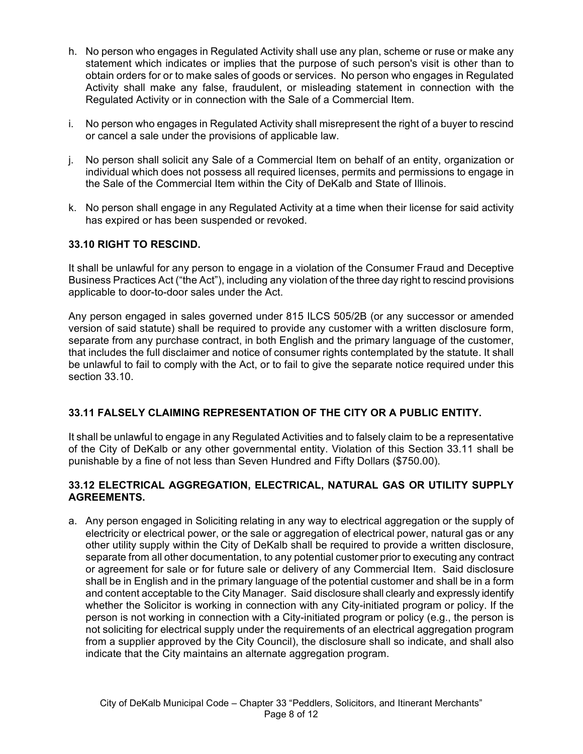h. No person who engages in Regulated Activity shall use any plan, scheme or ruse or make any statement which indicates or implies that the purpose of such person's visit is other than to obtain orders for or to make sales of goods or services. No person who engages in Regulated Activity shall make any false, fraudulent, or misleading statement in connection with the Regulated Activity or in connection with the Sale of a Commercial Item.

i. No person who engages in Regulated Activity shall misrepresent the right of a buyer to rescind or cancel a sale under the provisions of applicable law.

j. No person shall solicit any Sale of a Commercial Item on behalf of an entity, organization or individual which does not possess all required licenses, permits and permissions to engage in the Sale of the Commercial Item within the City of DeKalb and State of Illinois.

k. No person shall engage in any Regulated Activity at a time when their license for said activity has expired or has been suspended or revoked.

### 33.10 RIGHT TO RESCIND.

It shall be unlawful for any person to engage in a violation of the Consumer Fraud and Deceptive Business Practices Act ("the Act"), including any violation of the three day right to rescind provisions applicable to door-to-door sales under the Act.

Any person engaged in sales governed under 815 ILCS 505/2B (or any successor or amended version of said statute) shall be required to provide any customer with a written disclosure form, separate from any purchase contract, in both English and the primary language of the customer, that includes the full disclaimer and notice of consumer rights contemplated by the statute. It shall be unlawful to fail to comply with the Act, or to fail to give the separate notice required under this section 33.10.

### 33.11 FALSELY CLAIMING REPRESENTATION OF THE CITY OR A PUBLIC ENTITY.

It shall be unlawful to engage in any Regulated Activities and to falsely claim to be a representative of the City of DeKalb or any other governmental entity. Violation of this Section 33.11 shall be punishable by a fine of not less than Seven Hundred and Fifty Dollars ($750.00).

### 33.12 ELECTRICAL AGGREGATION, ELECTRICAL, NATURAL GAS OR UTILITY SUPPLY AGREEMENTS.

a. Any person engaged in Soliciting relating in any way to electrical aggregation or the supply of electricity or electrical power, or the sale or aggregation of electrical power, natural gas or any other utility supply within the City of DeKalb shall be required to provide a written disclosure, separate from all other documentation, to any potential customer prior to executing any contract or agreement for sale or for future sale or delivery of any Commercial Item. Said disclosure shall be in English and in the primary language of the potential customer and shall be in a form and content acceptable to the City Manager. Said disclosure shall clearly and expressly identify whether the Solicitor is working in connection with any City-initiated program or policy. If the person is not working in connection with a City-initiated program or policy (e.g., the person is not soliciting for electrical supply under the requirements of an electrical aggregation program from a supplier approved by the City Council), the disclosure shall so indicate, and shall also indicate that the City maintains an alternate aggregation program.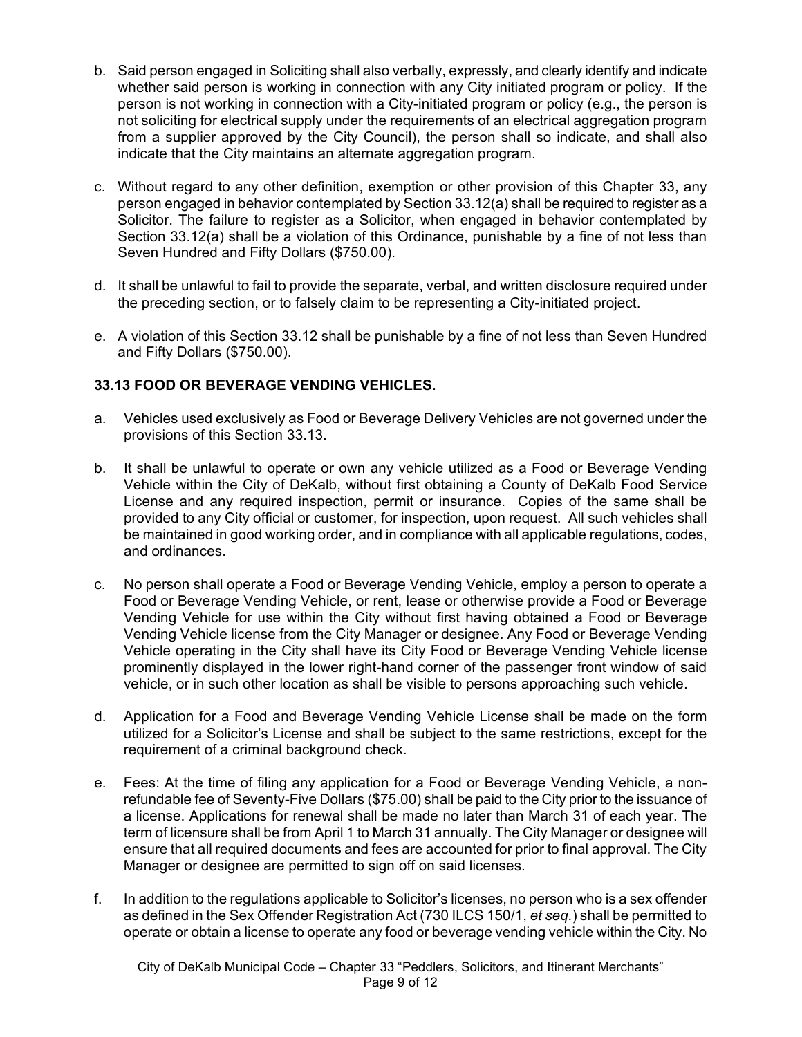b. Said person engaged in Soliciting shall also verbally, expressly, and clearly identify and indicate whether said person is working in connection with any City initiated program or policy. If the person is not working in connection with a City-initiated program or policy (e.g., the person is not soliciting for electrical supply under the requirements of an electrical aggregation program from a supplier approved by the City Council), the person shall so indicate, and shall also indicate that the City maintains an alternate aggregation program.

c. Without regard to any other definition, exemption or other provision of this Chapter 33, any person engaged in behavior contemplated by Section 33.12(a) shall be required to register as a Solicitor. The failure to register as a Solicitor, when engaged in behavior contemplated by Section 33.12(a) shall be a violation of this Ordinance, punishable by a fine of not less than Seven Hundred and Fifty Dollars ($750.00).

d. It shall be unlawful to fail to provide the separate, verbal, and written disclosure required under the preceding section, or to falsely claim to be representing a City-initiated project.

e. A violation of this Section 33.12 shall be punishable by a fine of not less than Seven Hundred and Fifty Dollars ($750.00).

**33.13 FOOD OR BEVERAGE VENDING VEHICLES.**

a. Vehicles used exclusively as Food or Beverage Delivery Vehicles are not governed under the provisions of this Section 33.13.

b. It shall be unlawful to operate or own any vehicle utilized as a Food or Beverage Vending Vehicle within the City of DeKalb, without first obtaining a County of DeKalb Food Service License and any required inspection, permit or insurance. Copies of the same shall be provided to any City official or customer, for inspection, upon request. All such vehicles shall be maintained in good working order, and in compliance with all applicable regulations, codes, and ordinances.

c. No person shall operate a Food or Beverage Vending Vehicle, employ a person to operate a Food or Beverage Vending Vehicle, or rent, lease or otherwise provide a Food or Beverage Vending Vehicle for use within the City without first having obtained a Food or Beverage Vending Vehicle license from the City Manager or designee. Any Food or Beverage Vending Vehicle operating in the City shall have its City Food or Beverage Vending Vehicle license prominently displayed in the lower right-hand corner of the passenger front window of said vehicle, or in such other location as shall be visible to persons approaching such vehicle.

d. Application for a Food and Beverage Vending Vehicle License shall be made on the form utilized for a Solicitor's License and shall be subject to the same restrictions, except for the requirement of a criminal background check.

e. Fees: At the time of filing any application for a Food or Beverage Vending Vehicle, a non-refundable fee of Seventy-Five Dollars ($75.00) shall be paid to the City prior to the issuance of a license. Applications for renewal shall be made no later than March 31 of each year. The term of licensure shall be from April 1 to March 31 annually. The City Manager or designee will ensure that all required documents and fees are accounted for prior to final approval. The City Manager or designee are permitted to sign off on said licenses.

f. In addition to the regulations applicable to Solicitor's licenses, no person who is a sex offender as defined in the Sex Offender Registration Act (730 ILCS 150/1, *et seq.*) shall be permitted to operate or obtain a license to operate any food or beverage vending vehicle within the City. No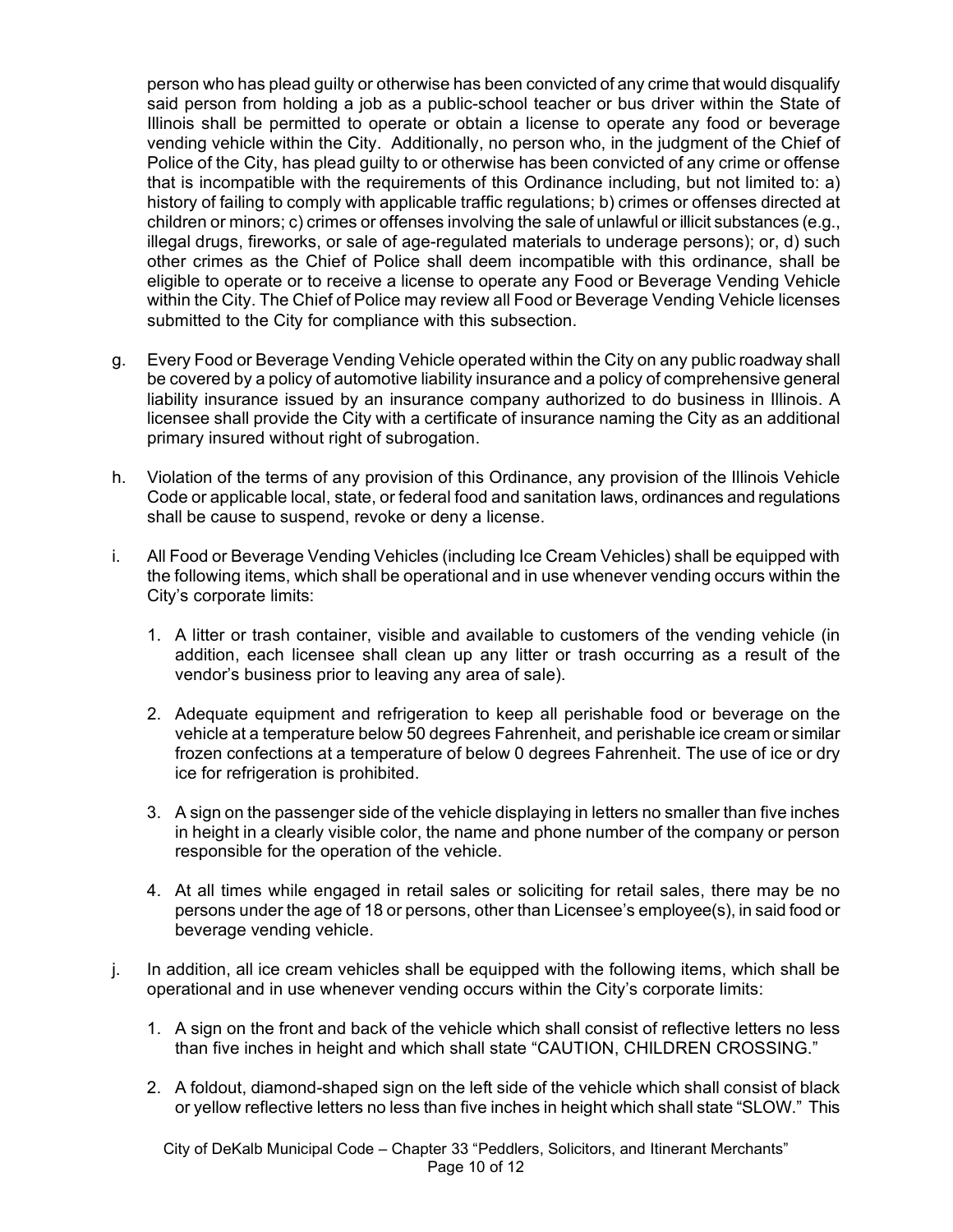person who has plead guilty or otherwise has been convicted of any crime that would disqualify said person from holding a job as a public-school teacher or bus driver within the State of Illinois shall be permitted to operate or obtain a license to operate any food or beverage vending vehicle within the City. Additionally, no person who, in the judgment of the Chief of Police of the City, has plead guilty to or otherwise has been convicted of any crime or offense that is incompatible with the requirements of this Ordinance including, but not limited to: a) history of failing to comply with applicable traffic regulations; b) crimes or offenses directed at children or minors; c) crimes or offenses involving the sale of unlawful or illicit substances (e.g., illegal drugs, fireworks, or sale of age-regulated materials to underage persons); or, d) such other crimes as the Chief of Police shall deem incompatible with this ordinance, shall be eligible to operate or to receive a license to operate any Food or Beverage Vending Vehicle within the City. The Chief of Police may review all Food or Beverage Vending Vehicle licenses submitted to the City for compliance with this subsection.

g. Every Food or Beverage Vending Vehicle operated within the City on any public roadway shall be covered by a policy of automotive liability insurance and a policy of comprehensive general liability insurance issued by an insurance company authorized to do business in Illinois. A licensee shall provide the City with a certificate of insurance naming the City as an additional primary insured without right of subrogation.

h. Violation of the terms of any provision of this Ordinance, any provision of the Illinois Vehicle Code or applicable local, state, or federal food and sanitation laws, ordinances and regulations shall be cause to suspend, revoke or deny a license.

i. All Food or Beverage Vending Vehicles (including Ice Cream Vehicles) shall be equipped with the following items, which shall be operational and in use whenever vending occurs within the City's corporate limits:

   1. A litter or trash container, visible and available to customers of the vending vehicle (in addition, each licensee shall clean up any litter or trash occurring as a result of the vendor's business prior to leaving any area of sale).

   2. Adequate equipment and refrigeration to keep all perishable food or beverage on the vehicle at a temperature below 50 degrees Fahrenheit, and perishable ice cream or similar frozen confections at a temperature of below 0 degrees Fahrenheit. The use of ice or dry ice for refrigeration is prohibited.

   3. A sign on the passenger side of the vehicle displaying in letters no smaller than five inches in height in a clearly visible color, the name and phone number of the company or person responsible for the operation of the vehicle.

   4. At all times while engaged in retail sales or soliciting for retail sales, there may be no persons under the age of 18 or persons, other than Licensee's employee(s), in said food or beverage vending vehicle.

j. In addition, all ice cream vehicles shall be equipped with the following items, which shall be operational and in use whenever vending occurs within the City's corporate limits:

   1. A sign on the front and back of the vehicle which shall consist of reflective letters no less than five inches in height and which shall state "CAUTION, CHILDREN CROSSING."

   2. A foldout, diamond-shaped sign on the left side of the vehicle which shall consist of black or yellow reflective letters no less than five inches in height which shall state "SLOW." This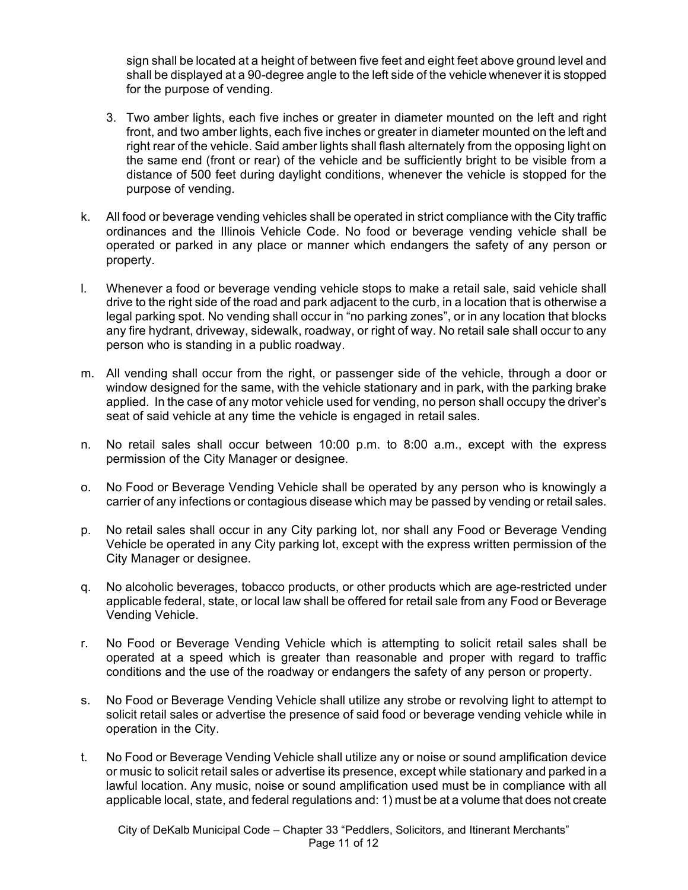sign shall be located at a height of between five feet and eight feet above ground level and shall be displayed at a 90-degree angle to the left side of the vehicle whenever it is stopped for the purpose of vending.

3. Two amber lights, each five inches or greater in diameter mounted on the left and right front, and two amber lights, each five inches or greater in diameter mounted on the left and right rear of the vehicle. Said amber lights shall flash alternately from the opposing light on the same end (front or rear) of the vehicle and be sufficiently bright to be visible from a distance of 500 feet during daylight conditions, whenever the vehicle is stopped for the purpose of vending.

k. All food or beverage vending vehicles shall be operated in strict compliance with the City traffic ordinances and the Illinois Vehicle Code. No food or beverage vending vehicle shall be operated or parked in any place or manner which endangers the safety of any person or property.

l. Whenever a food or beverage vending vehicle stops to make a retail sale, said vehicle shall drive to the right side of the road and park adjacent to the curb, in a location that is otherwise a legal parking spot. No vending shall occur in "no parking zones", or in any location that blocks any fire hydrant, driveway, sidewalk, roadway, or right of way. No retail sale shall occur to any person who is standing in a public roadway.

m. All vending shall occur from the right, or passenger side of the vehicle, through a door or window designed for the same, with the vehicle stationary and in park, with the parking brake applied. In the case of any motor vehicle used for vending, no person shall occupy the driver's seat of said vehicle at any time the vehicle is engaged in retail sales.

n. No retail sales shall occur between 10:00 p.m. to 8:00 a.m., except with the express permission of the City Manager or designee.

o. No Food or Beverage Vending Vehicle shall be operated by any person who is knowingly a carrier of any infections or contagious disease which may be passed by vending or retail sales.

p. No retail sales shall occur in any City parking lot, nor shall any Food or Beverage Vending Vehicle be operated in any City parking lot, except with the express written permission of the City Manager or designee.

q. No alcoholic beverages, tobacco products, or other products which are age-restricted under applicable federal, state, or local law shall be offered for retail sale from any Food or Beverage Vending Vehicle.

r. No Food or Beverage Vending Vehicle which is attempting to solicit retail sales shall be operated at a speed which is greater than reasonable and proper with regard to traffic conditions and the use of the roadway or endangers the safety of any person or property.

s. No Food or Beverage Vending Vehicle shall utilize any strobe or revolving light to attempt to solicit retail sales or advertise the presence of said food or beverage vending vehicle while in operation in the City.

t. No Food or Beverage Vending Vehicle shall utilize any or noise or sound amplification device or music to solicit retail sales or advertise its presence, except while stationary and parked in a lawful location. Any music, noise or sound amplification used must be in compliance with all applicable local, state, and federal regulations and: 1) must be at a volume that does not create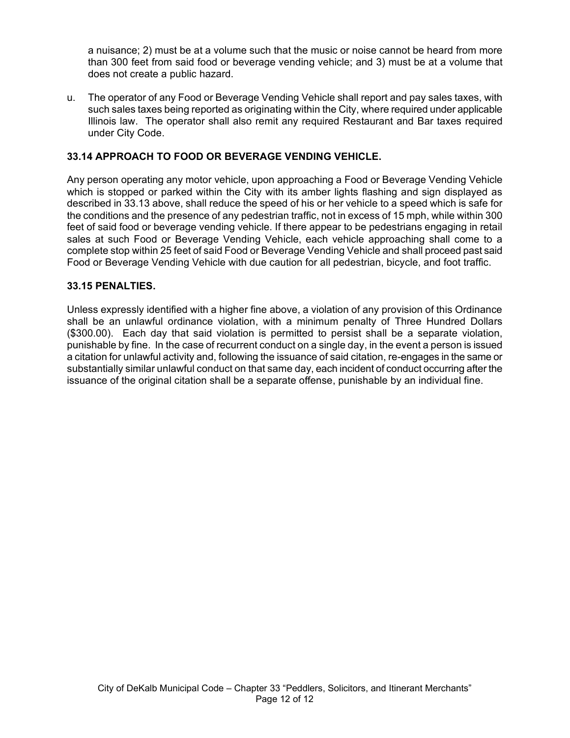a nuisance; 2) must be at a volume such that the music or noise cannot be heard from more than 300 feet from said food or beverage vending vehicle; and 3) must be at a volume that does not create a public hazard.

u. The operator of any Food or Beverage Vending Vehicle shall report and pay sales taxes, with such sales taxes being reported as originating within the City, where required under applicable Illinois law. The operator shall also remit any required Restaurant and Bar taxes required under City Code.

### 33.14 APPROACH TO FOOD OR BEVERAGE VENDING VEHICLE.

Any person operating any motor vehicle, upon approaching a Food or Beverage Vending Vehicle which is stopped or parked within the City with its amber lights flashing and sign displayed as described in 33.13 above, shall reduce the speed of his or her vehicle to a speed which is safe for the conditions and the presence of any pedestrian traffic, not in excess of 15 mph, while within 300 feet of said food or beverage vending vehicle. If there appear to be pedestrians engaging in retail sales at such Food or Beverage Vending Vehicle, each vehicle approaching shall come to a complete stop within 25 feet of said Food or Beverage Vending Vehicle and shall proceed past said Food or Beverage Vending Vehicle with due caution for all pedestrian, bicycle, and foot traffic.

### 33.15 PENALTIES.

Unless expressly identified with a higher fine above, a violation of any provision of this Ordinance shall be an unlawful ordinance violation, with a minimum penalty of Three Hundred Dollars ($300.00). Each day that said violation is permitted to persist shall be a separate violation, punishable by fine. In the case of recurrent conduct on a single day, in the event a person is issued a citation for unlawful activity and, following the issuance of said citation, re-engages in the same or substantially similar unlawful conduct on that same day, each incident of conduct occurring after the issuance of the original citation shall be a separate offense, punishable by an individual fine.